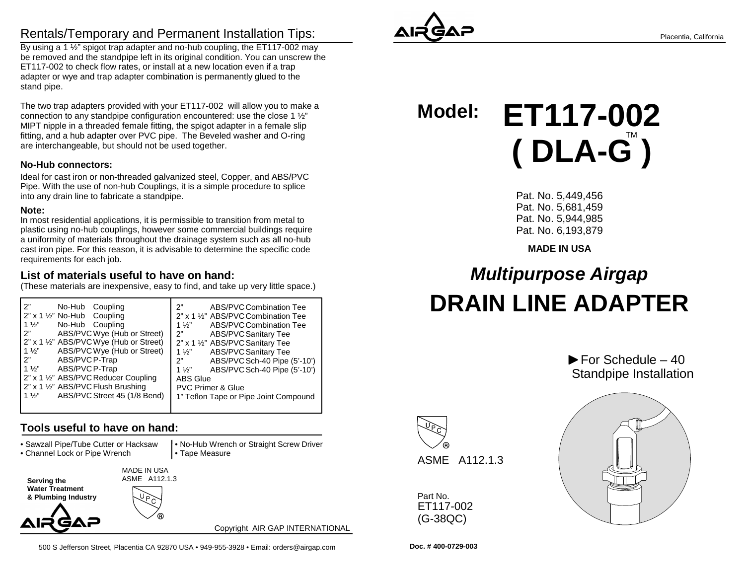## Rentals/Temporary and Permanent Installation Tips:

By using a 1 ½" spigot trap adapter and no-hub coupling, the ET117-002 may be removed and the standpipe left in its original condition. You can unscrew the ET117-002 to check flow rates, or install at a new location even if a trap adapter or wye and trap adapter combination is permanently glued to the stand pipe.

The two trap adapters provided with your ET117-002 will allow you to make a connection to any standpipe configuration encountered: use the close 1 ½" MIPT nipple in a threaded female fitting, the spigot adapter in a female slip fitting, and a hub adapter over PVC pipe. The Beveled washer and O-ring are interchangeable, but should not be used together.

### No-Hub connectors:

Ideal for cast iron or non-threaded galvanized steel, Copper, and ABS/PVC Pipe. With the use of non-hub Couplings, it is a simple procedure to splice into any drain line to fabricate a standpipe.

### Note:

In most residential applications, it is permissible to transition from metal to plastic using no-hub couplings, however some commercial buildings require a uniformity of materials throughout the drainage system such as all no-hub cast iron pipe. For this reason, it is advisable to determine the specific code requirements for each job.

## List of materials useful to have on hand:

(These materials are inexpensive, easy to find, and take up very little space.)

- 2" No-Hub Coupling
- 2" x 1 ½" No-Hub Coupling
- 1 ½" No-Hub Coupling
- 2" ABS/PVC Wye (Hub or Street)
- 2" x 1 ½" ABS/PVC Wye (Hub or Street)
- 1 ½" ABS/PVC Wye (Hub or Street)
- 2" ABS/PVC P-Trap
- 1 ½" ABS/PVC P-Trap
- 2" x 1 ½" ABS/PVC Reducer Coupling
- 2" x 1 ½" ABS/PVC Flush Brushing
- 1 ½" ABS/PVC Street 45 (1/8 Bend)
- 2" ABS/PVC Combination Tee
- 2" x 1 ½" ABS/PVC Combination Tee
- 1 ½" ABS/PVC Combination Tee
- 2" ABS/PVC Sanitary Tee
- 2" x 1 ½" ABS/PVC Sanitary Tee
- 1 ½" ABS/PVC Sanitary Tee
- 2" ABS/PVC Sch-40 Pipe (5'-10')
- 1 ½" ABS/PVC Sch-40 Pipe (5'-10')
- ABS Glue
- PVC Primer & Glue
- 1" Teflon Tape or Pipe Joint Compound

## Tools useful to have on hand:

- Sawzall Pipe/Tube Cutter or Hacksaw
- Channel Lock or Pipe Wrench
- No-Hub Wrench or Straight Screw Driver
- Tape Measure

**Serving the Water Treatment & Plumbing Industry**

MADE IN USA
ASME A112.1.3

Copyright AIR GAP INTERNATIONAL

500 S Jefferson Street, Placentia CA 92870 USA • 949-955-3928 • Email: orders@airgap.com

---

AIRGAP

Placentia, California

# Model: ET117-002 ( DLA-G™ )

Pat. No. 5,449,456
Pat. No. 5,681,459
Pat. No. 5,944,985
Pat. No. 6,193,879

**MADE IN USA**

## *Multipurpose Airgap*

# DRAIN LINE ADAPTER

► For Schedule – 40 Standpipe Installation

ASME A112.1.3

Part No.
ET117-002
(G-38QC)

**Doc. # 400-0729-003**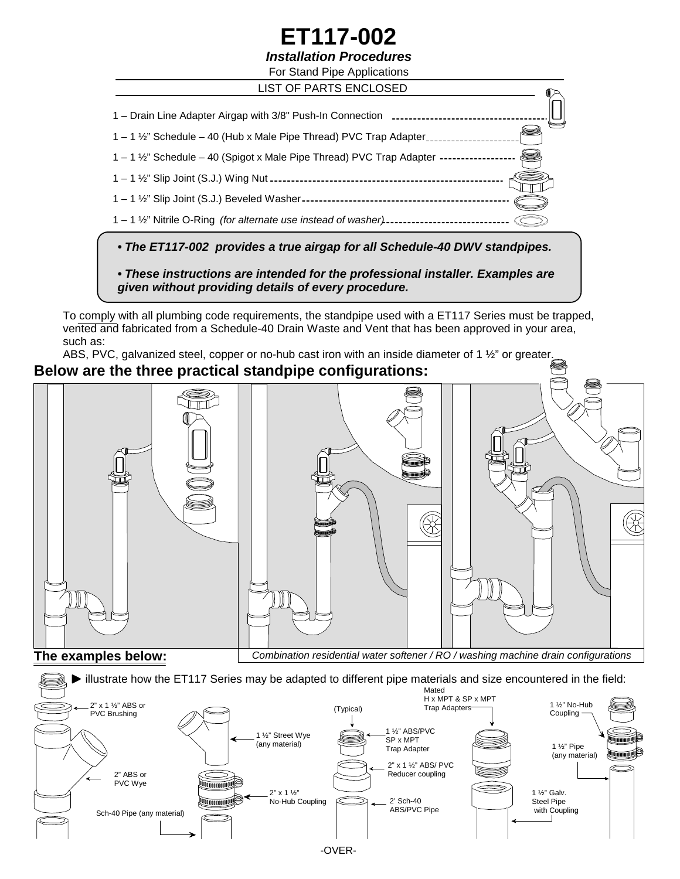# ET117-002

***Installation Procedures***

For Stand Pipe Applications

## LIST OF PARTS ENCLOSED

1 – Drain Line Adapter Airgap with 3/8" Push-In Connection

1 – 1 ½" Schedule – 40 (Hub x Male Pipe Thread) PVC Trap Adapter

1 – 1 ½" Schedule – 40 (Spigot x Male Pipe Thread) PVC Trap Adapter

1 – 1 ½" Slip Joint (S.J.) Wing Nut

1 – 1 ½" Slip Joint (S.J.) Beveled Washer

1 – 1 ½" Nitrile O-Ring *(for alternate use instead of washer)*

***• The ET117-002 provides a true airgap for all Schedule-40 DWV standpipes.***

***• These instructions are intended for the professional installer. Examples are given without providing details of every procedure.***

To comply with all plumbing code requirements, the standpipe used with a ET117 Series must be trapped, vented and fabricated from a Schedule-40 Drain Waste and Vent that has been approved in your area, such as:

ABS, PVC, galvanized steel, copper or no-hub cast iron with an inside diameter of 1 ½" or greater.

## Below are the three practical standpipe configurations:

*Combination residential water softener / RO / washing machine drain configurations*

## The examples below:

► illustrate how the ET117 Series may be adapted to different pipe materials and size encountered in the field:

2" x 1 ½" ABS or PVC Brushing

2" ABS or PVC Wye

Sch-40 Pipe (any material)

1 ½" Street Wye (any material)

2" x 1 ½" No-Hub Coupling

(Typical)

1 ½" ABS/PVC SP x MPT Trap Adapter

2" x 1 ½" ABS/ PVC Reducer coupling

2' Sch-40 ABS/PVC Pipe

Mated H x MPT & SP x MPT Trap Adapters

1 ½" Galv. Steel Pipe with Coupling

1 ½" No-Hub Coupling

1 ½" Pipe (any material)

-OVER-